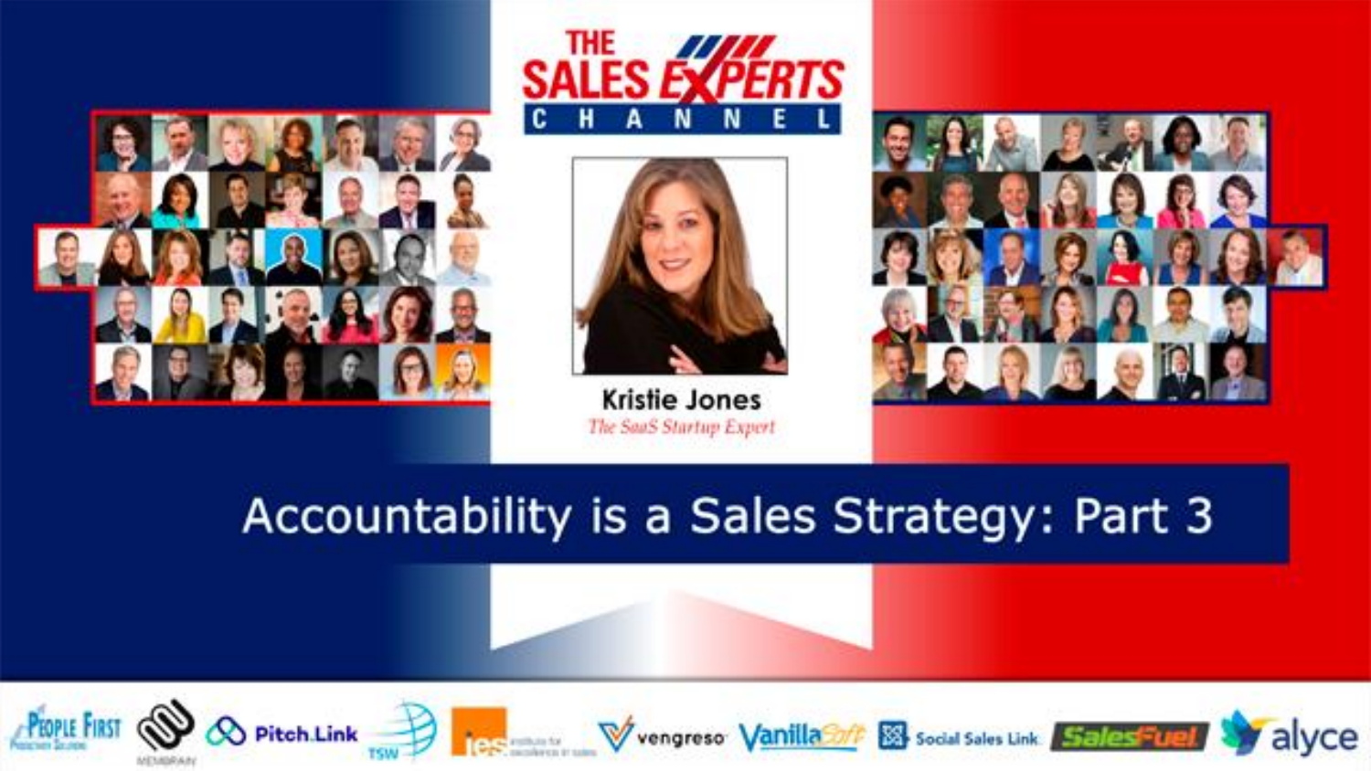# THE SALES EXPERTS CHANNEL

**Kristie Jones**

*The SaaS Startup Expert*

## Accountability is a Sales Strategy: Part 3

People First · Membrain · Pitch.Link · TSW · ies institute for excellence in sales · vengreso · VanillaSoft · Social Sales Link · SalesFuel · alyce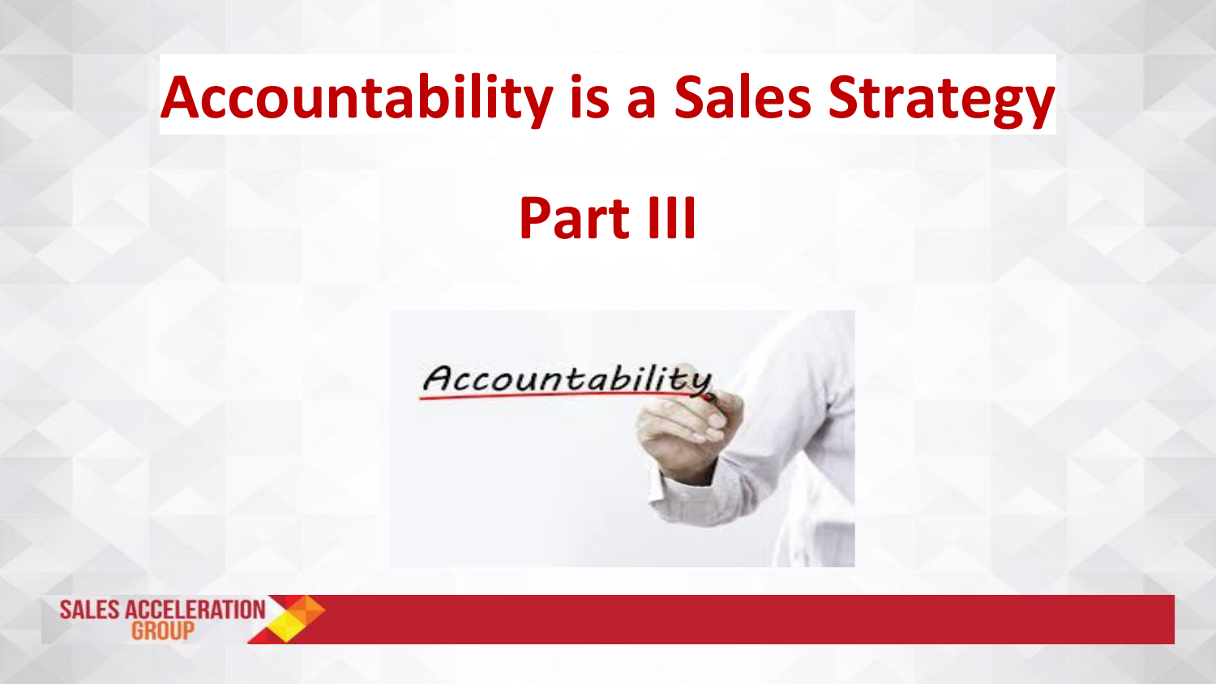# Accountability is a Sales Strategy

## Part III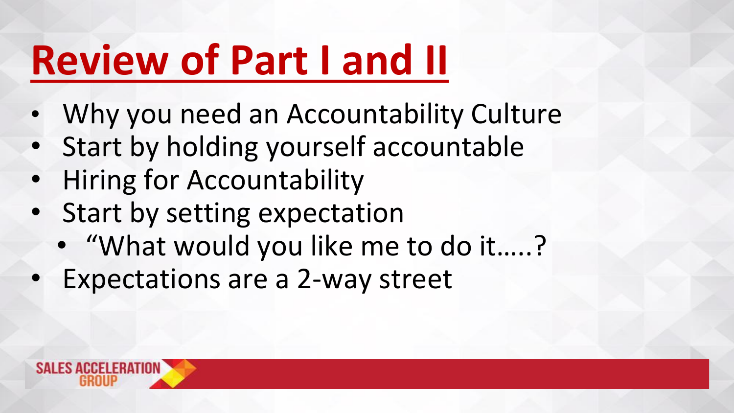# Review of Part I and II

- Why you need an Accountability Culture
- Start by holding yourself accountable
- Hiring for Accountability
- Start by setting expectation
  - “What would you like me to do it…..?
- Expectations are a 2-way street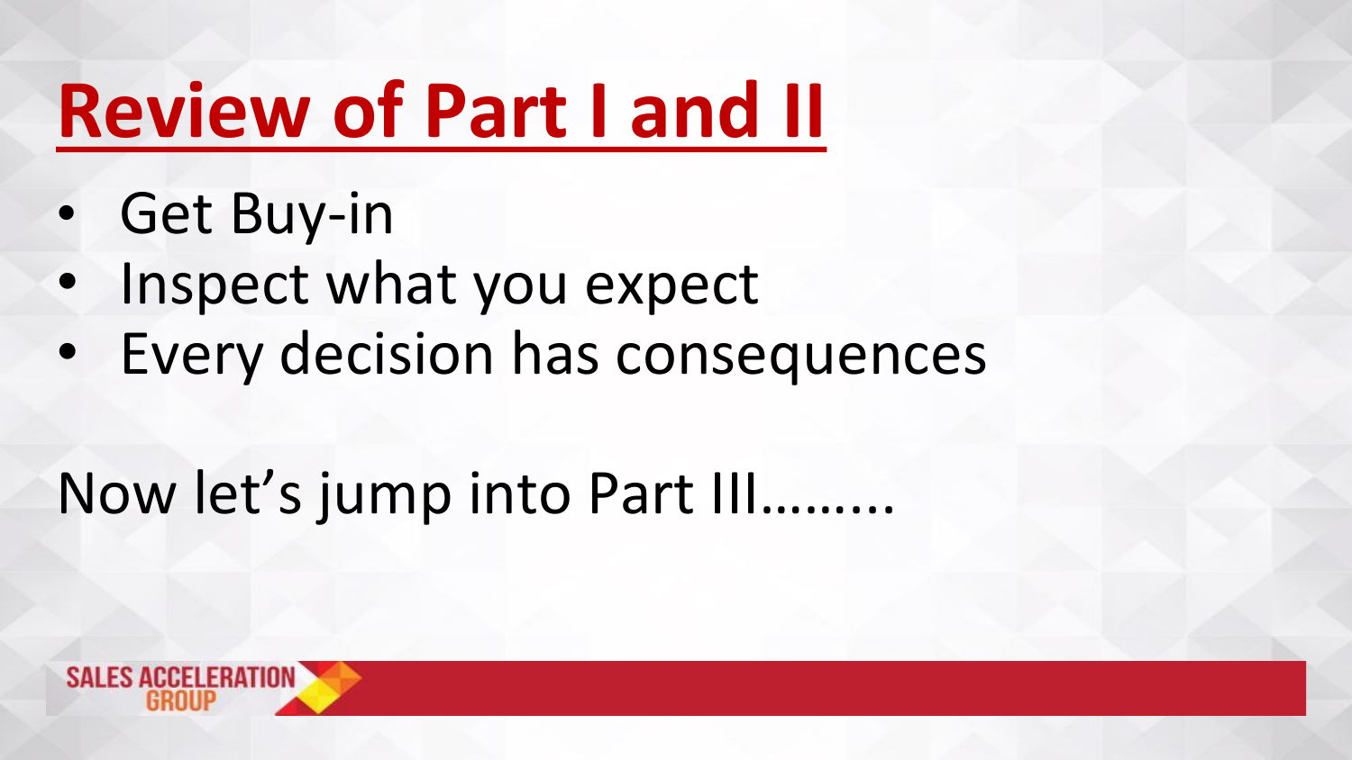# Review of Part I and II

- Get Buy-in
- Inspect what you expect
- Every decision has consequences

Now let's jump into Part III……...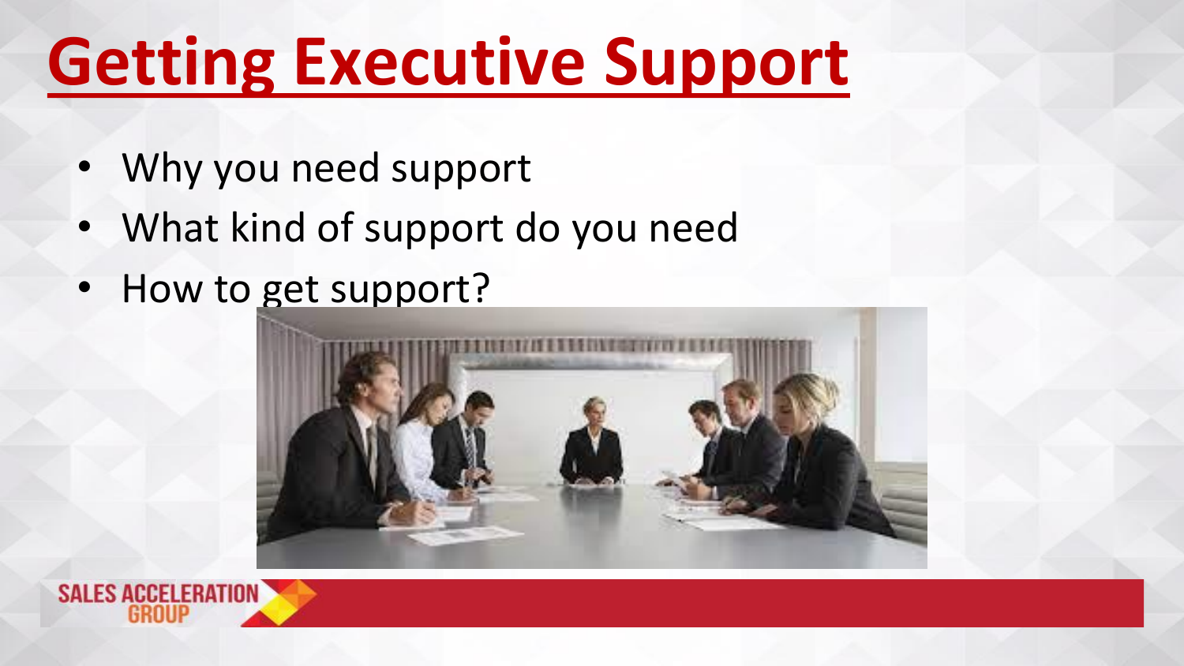# Getting Executive Support

- Why you need support
- What kind of support do you need
- How to get support?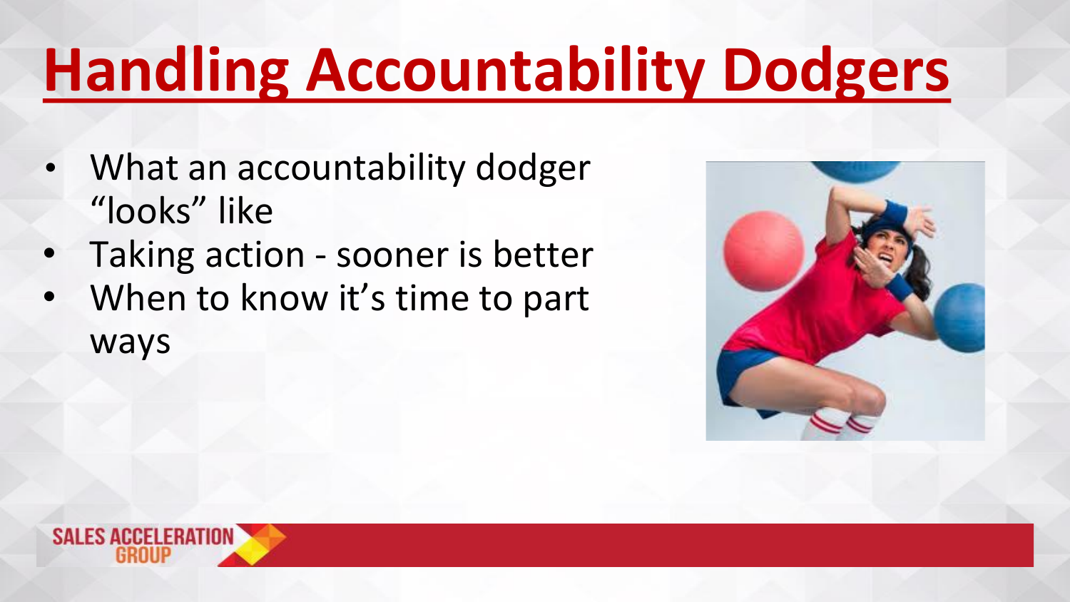# Handling Accountability Dodgers

- What an accountability dodger "looks" like
- Taking action - sooner is better
- When to know it's time to part ways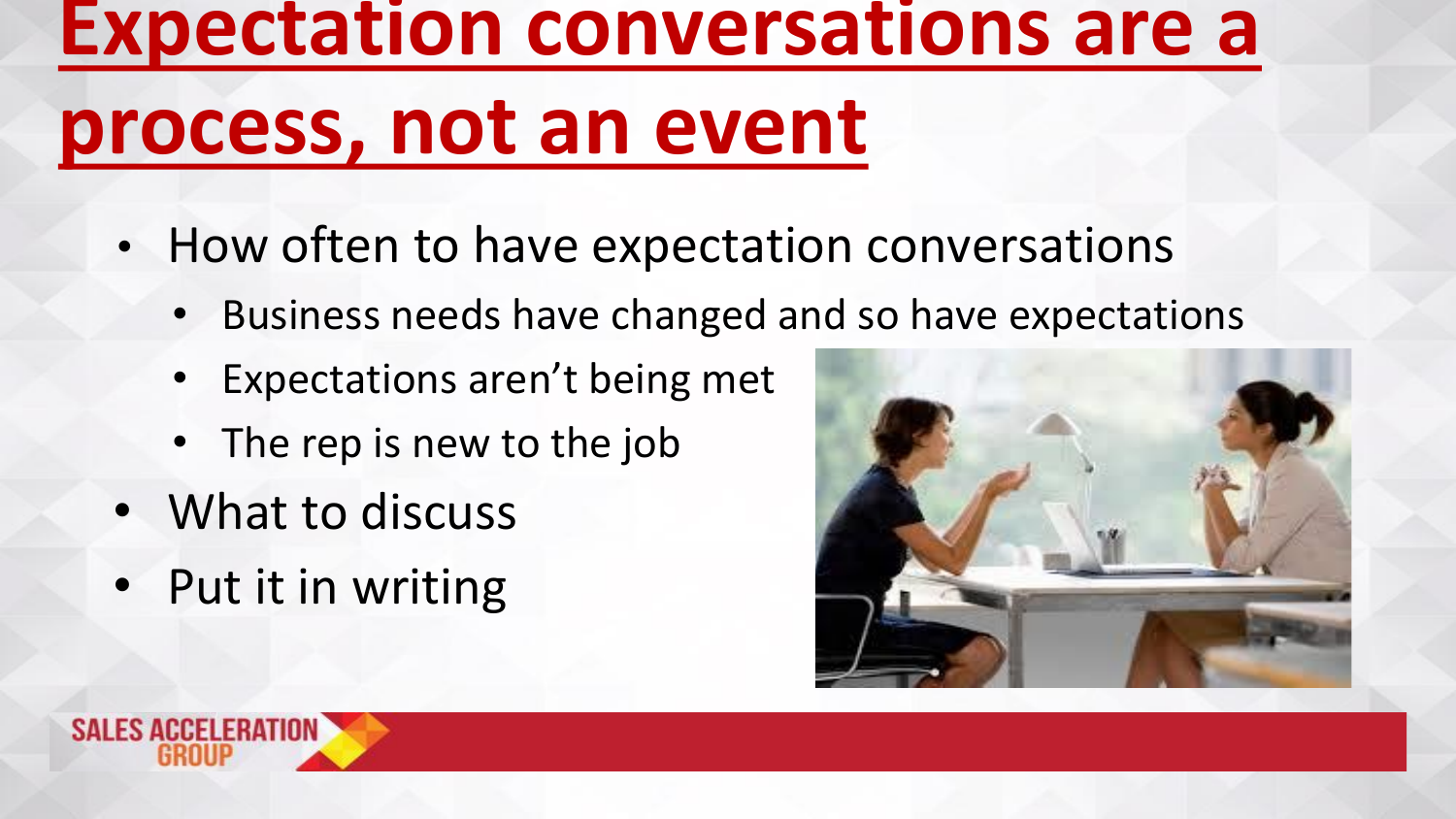# Expectation conversations are a process, not an event

- How often to have expectation conversations
  - Business needs have changed and so have expectations
  - Expectations aren't being met
  - The rep is new to the job
- What to discuss
- Put it in writing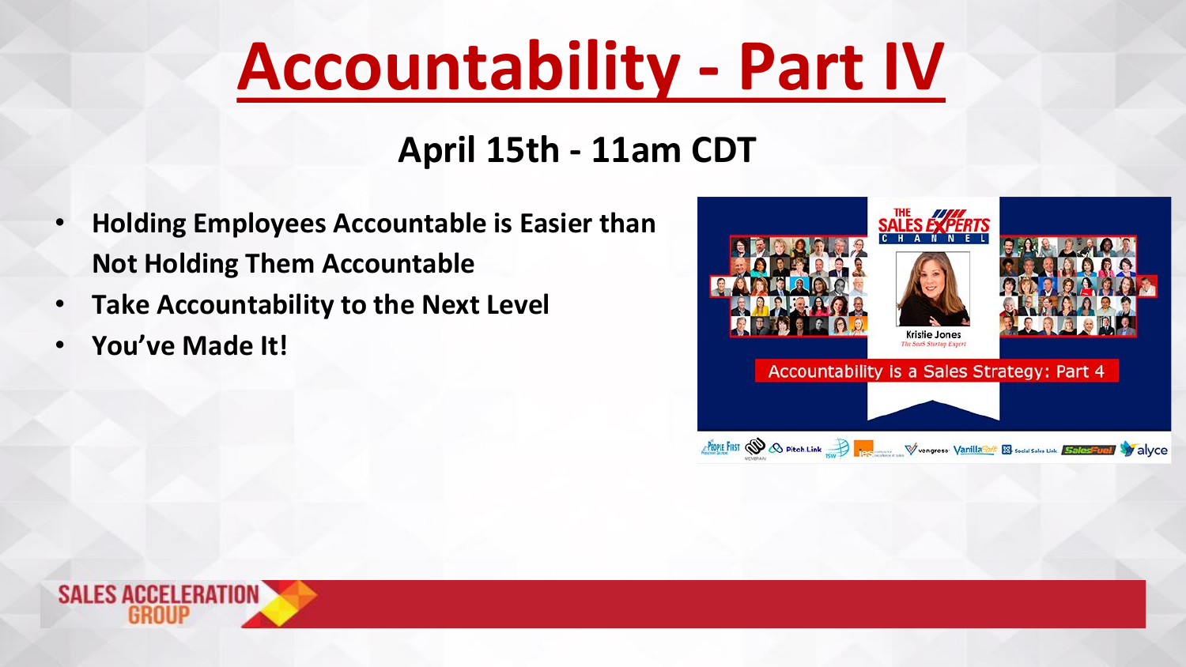# Accountability - Part IV

## April 15th - 11am CDT

- **Holding Employees Accountable is Easier than Not Holding Them Accountable**
- **Take Accountability to the Next Level**
- **You've Made It!**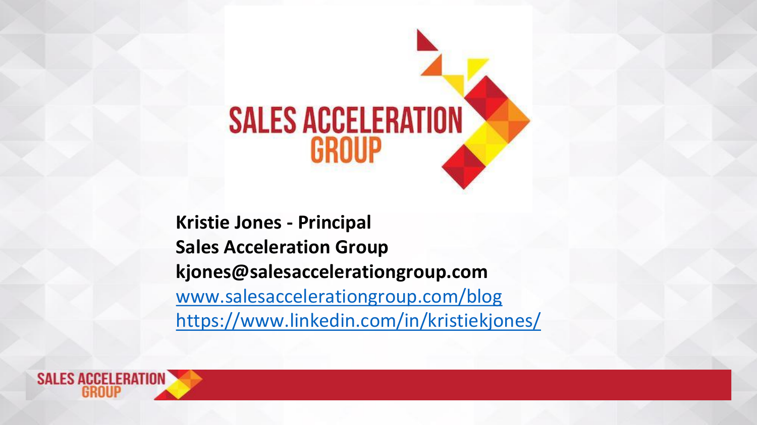SALES ACCELERATION GROUP

**Kristie Jones - Principal**
**Sales Acceleration Group**
**kjones@salesaccelerationgroup.com**
www.salesaccelerationgroup.com/blog
https://www.linkedin.com/in/kristiekjones/